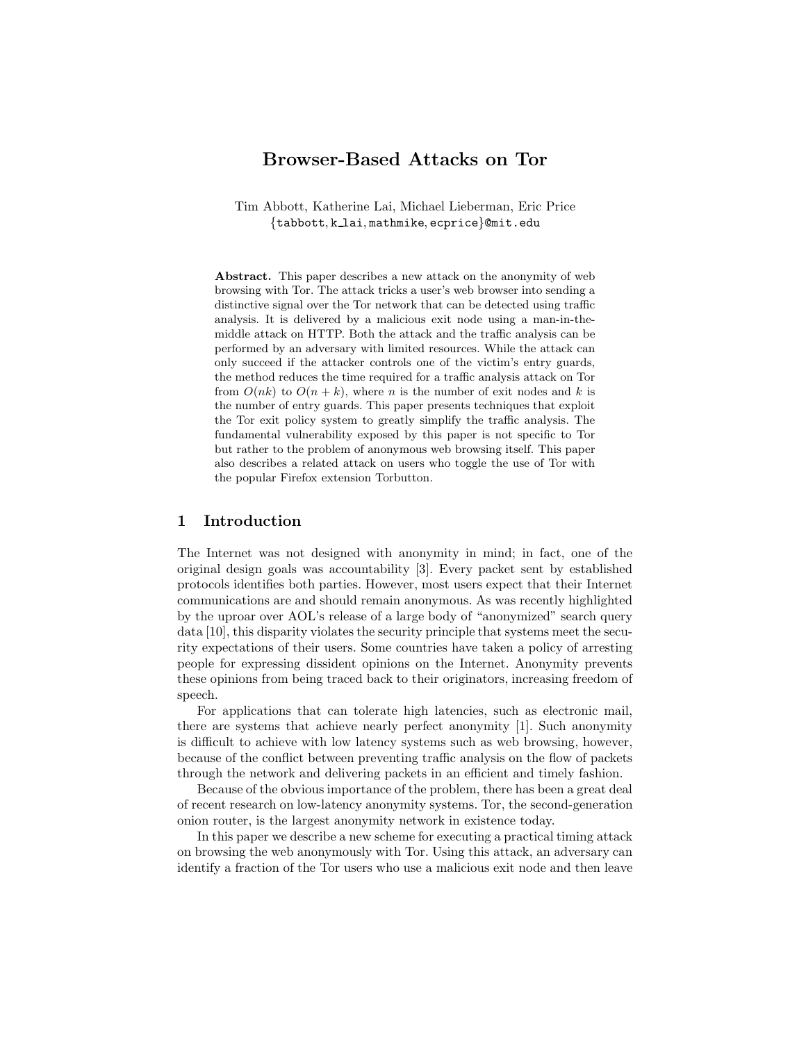# Browser-Based Attacks on Tor

Tim Abbott, Katherine Lai, Michael Lieberman, Eric Price
{tabbott, k_lai, mathmike, ecprice}@mit.edu

**Abstract.** This paper describes a new attack on the anonymity of web browsing with Tor. The attack tricks a user's web browser into sending a distinctive signal over the Tor network that can be detected using traffic analysis. It is delivered by a malicious exit node using a man-in-the-middle attack on HTTP. Both the attack and the traffic analysis can be performed by an adversary with limited resources. While the attack can only succeed if the attacker controls one of the victim's entry guards, the method reduces the time required for a traffic analysis attack on Tor from $O(nk)$ to $O(n + k)$, where $n$ is the number of exit nodes and $k$ is the number of entry guards. This paper presents techniques that exploit the Tor exit policy system to greatly simplify the traffic analysis. The fundamental vulnerability exposed by this paper is not specific to Tor but rather to the problem of anonymous web browsing itself. This paper also describes a related attack on users who toggle the use of Tor with the popular Firefox extension Torbutton.

## 1 Introduction

The Internet was not designed with anonymity in mind; in fact, one of the original design goals was accountability [3]. Every packet sent by established protocols identifies both parties. However, most users expect that their Internet communications are and should remain anonymous. As was recently highlighted by the uproar over AOL's release of a large body of "anonymized" search query data [10], this disparity violates the security principle that systems meet the security expectations of their users. Some countries have taken a policy of arresting people for expressing dissident opinions on the Internet. Anonymity prevents these opinions from being traced back to their originators, increasing freedom of speech.

For applications that can tolerate high latencies, such as electronic mail, there are systems that achieve nearly perfect anonymity [1]. Such anonymity is difficult to achieve with low latency systems such as web browsing, however, because of the conflict between preventing traffic analysis on the flow of packets through the network and delivering packets in an efficient and timely fashion.

Because of the obvious importance of the problem, there has been a great deal of recent research on low-latency anonymity systems. Tor, the second-generation onion router, is the largest anonymity network in existence today.

In this paper we describe a new scheme for executing a practical timing attack on browsing the web anonymously with Tor. Using this attack, an adversary can identify a fraction of the Tor users who use a malicious exit node and then leave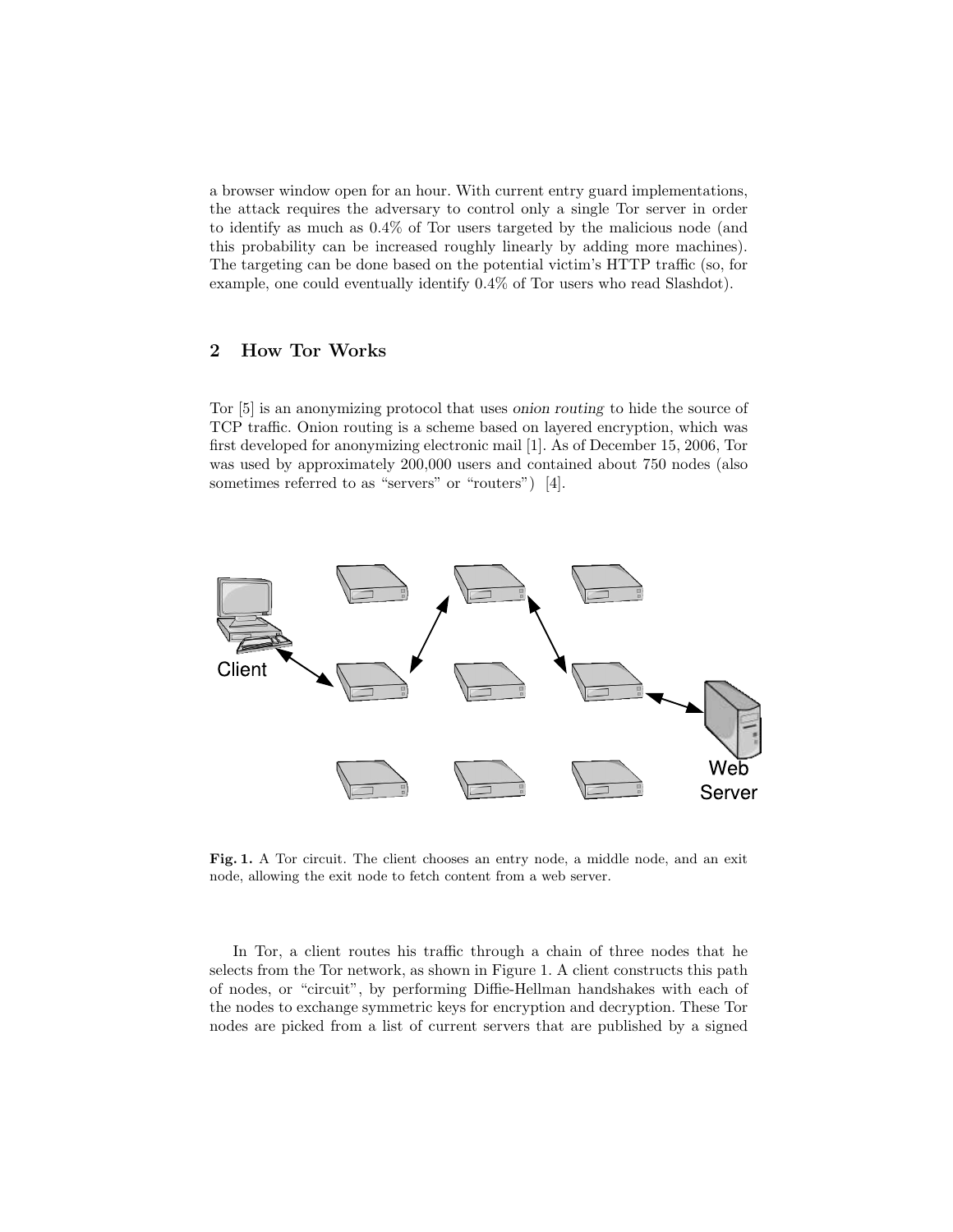a browser window open for an hour. With current entry guard implementations, the attack requires the adversary to control only a single Tor server in order to identify as much as 0.4% of Tor users targeted by the malicious node (and this probability can be increased roughly linearly by adding more machines). The targeting can be done based on the potential victim's HTTP traffic (so, for example, one could eventually identify 0.4% of Tor users who read Slashdot).

## 2 How Tor Works

Tor [5] is an anonymizing protocol that uses *onion routing* to hide the source of TCP traffic. Onion routing is a scheme based on layered encryption, which was first developed for anonymizing electronic mail [1]. As of December 15, 2006, Tor was used by approximately 200,000 users and contained about 750 nodes (also sometimes referred to as "servers" or "routers") [4].

**Fig. 1.** A Tor circuit. The client chooses an entry node, a middle node, and an exit node, allowing the exit node to fetch content from a web server.

In Tor, a client routes his traffic through a chain of three nodes that he selects from the Tor network, as shown in Figure 1. A client constructs this path of nodes, or "circuit", by performing Diffie-Hellman handshakes with each of the nodes to exchange symmetric keys for encryption and decryption. These Tor nodes are picked from a list of current servers that are published by a signed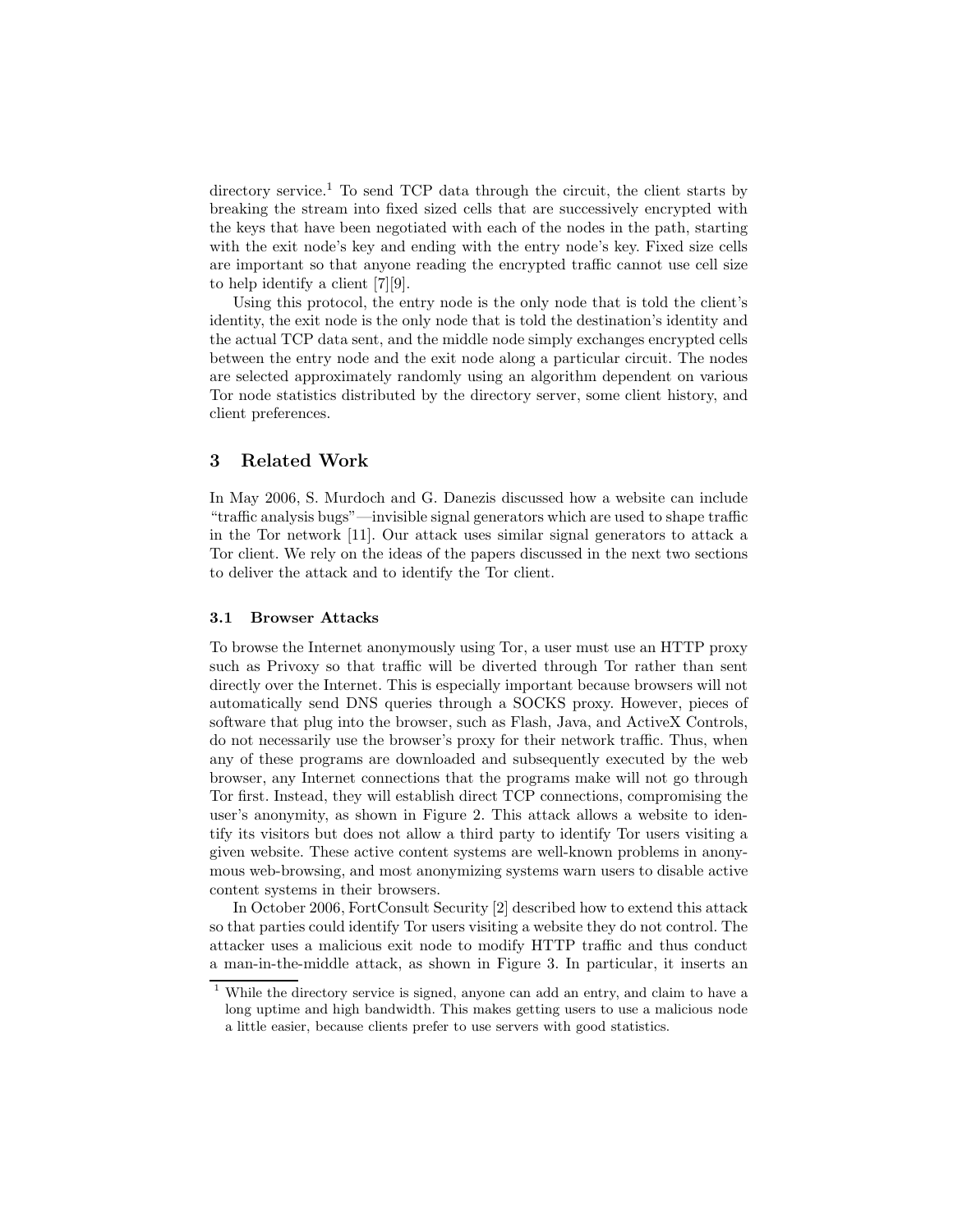directory service.[1] To send TCP data through the circuit, the client starts by breaking the stream into fixed sized cells that are successively encrypted with the keys that have been negotiated with each of the nodes in the path, starting with the exit node's key and ending with the entry node's key. Fixed size cells are important so that anyone reading the encrypted traffic cannot use cell size to help identify a client [7][9].

Using this protocol, the entry node is the only node that is told the client's identity, the exit node is the only node that is told the destination's identity and the actual TCP data sent, and the middle node simply exchanges encrypted cells between the entry node and the exit node along a particular circuit. The nodes are selected approximately randomly using an algorithm dependent on various Tor node statistics distributed by the directory server, some client history, and client preferences.

## 3 Related Work

In May 2006, S. Murdoch and G. Danezis discussed how a website can include "traffic analysis bugs"—invisible signal generators which are used to shape traffic in the Tor network [11]. Our attack uses similar signal generators to attack a Tor client. We rely on the ideas of the papers discussed in the next two sections to deliver the attack and to identify the Tor client.

### 3.1 Browser Attacks

To browse the Internet anonymously using Tor, a user must use an HTTP proxy such as Privoxy so that traffic will be diverted through Tor rather than sent directly over the Internet. This is especially important because browsers will not automatically send DNS queries through a SOCKS proxy. However, pieces of software that plug into the browser, such as Flash, Java, and ActiveX Controls, do not necessarily use the browser's proxy for their network traffic. Thus, when any of these programs are downloaded and subsequently executed by the web browser, any Internet connections that the programs make will not go through Tor first. Instead, they will establish direct TCP connections, compromising the user's anonymity, as shown in Figure 2. This attack allows a website to identify its visitors but does not allow a third party to identify Tor users visiting a given website. These active content systems are well-known problems in anonymous web-browsing, and most anonymizing systems warn users to disable active content systems in their browsers.

In October 2006, FortConsult Security [2] described how to extend this attack so that parties could identify Tor users visiting a website they do not control. The attacker uses a malicious exit node to modify HTTP traffic and thus conduct a man-in-the-middle attack, as shown in Figure 3. In particular, it inserts an

---

[1] While the directory service is signed, anyone can add an entry, and claim to have a long uptime and high bandwidth. This makes getting users to use a malicious node a little easier, because clients prefer to use servers with good statistics.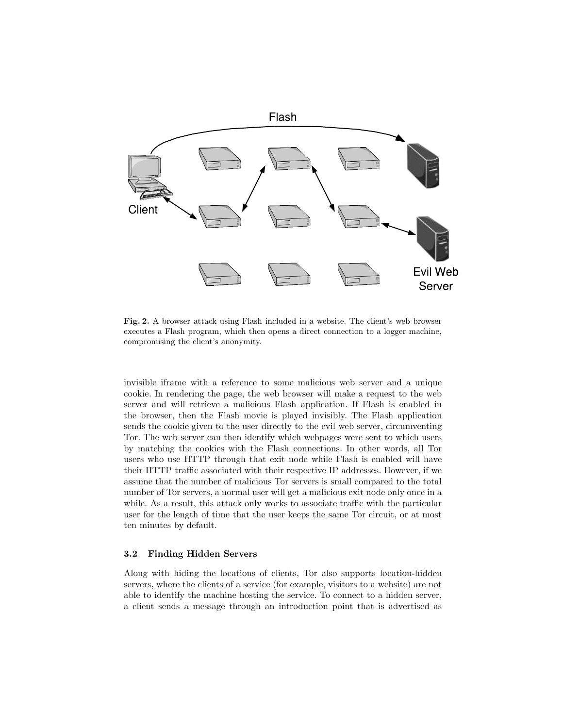**Fig. 2.** A browser attack using Flash included in a website. The client's web browser executes a Flash program, which then opens a direct connection to a logger machine, compromising the client's anonymity.

invisible iframe with a reference to some malicious web server and a unique cookie. In rendering the page, the web browser will make a request to the web server and will retrieve a malicious Flash application. If Flash is enabled in the browser, then the Flash movie is played invisibly. The Flash application sends the cookie given to the user directly to the evil web server, circumventing Tor. The web server can then identify which webpages were sent to which users by matching the cookies with the Flash connections. In other words, all Tor users who use HTTP through that exit node while Flash is enabled will have their HTTP traffic associated with their respective IP addresses. However, if we assume that the number of malicious Tor servers is small compared to the total number of Tor servers, a normal user will get a malicious exit node only once in a while. As a result, this attack only works to associate traffic with the particular user for the length of time that the user keeps the same Tor circuit, or at most ten minutes by default.

### 3.2 Finding Hidden Servers

Along with hiding the locations of clients, Tor also supports location-hidden servers, where the clients of a service (for example, visitors to a website) are not able to identify the machine hosting the service. To connect to a hidden server, a client sends a message through an introduction point that is advertised as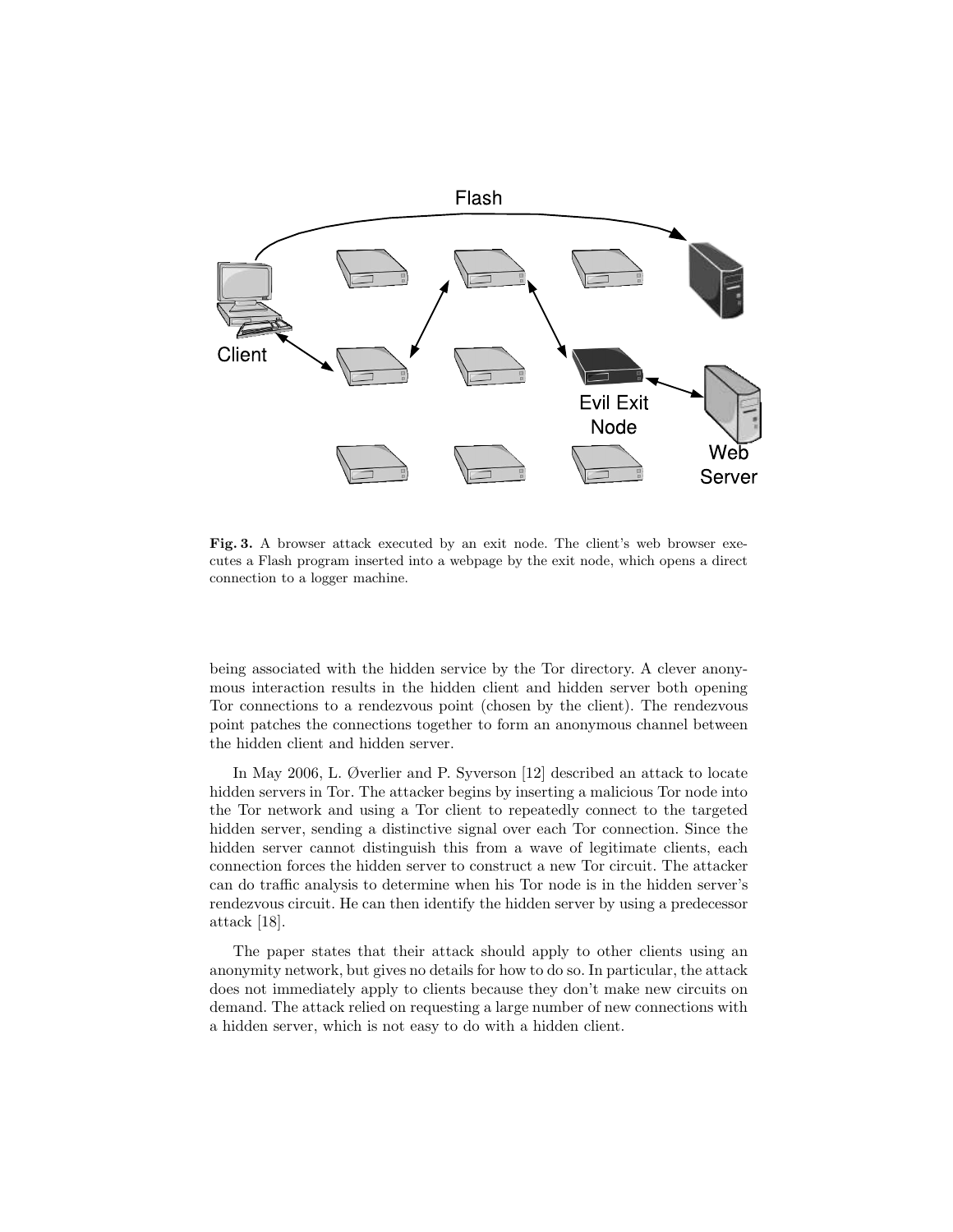**Fig. 3.** A browser attack executed by an exit node. The client's web browser executes a Flash program inserted into a webpage by the exit node, which opens a direct connection to a logger machine.

being associated with the hidden service by the Tor directory. A clever anonymous interaction results in the hidden client and hidden server both opening Tor connections to a rendezvous point (chosen by the client). The rendezvous point patches the connections together to form an anonymous channel between the hidden client and hidden server.

In May 2006, L. Øverlier and P. Syverson [12] described an attack to locate hidden servers in Tor. The attacker begins by inserting a malicious Tor node into the Tor network and using a Tor client to repeatedly connect to the targeted hidden server, sending a distinctive signal over each Tor connection. Since the hidden server cannot distinguish this from a wave of legitimate clients, each connection forces the hidden server to construct a new Tor circuit. The attacker can do traffic analysis to determine when his Tor node is in the hidden server's rendezvous circuit. He can then identify the hidden server by using a predecessor attack [18].

The paper states that their attack should apply to other clients using an anonymity network, but gives no details for how to do so. In particular, the attack does not immediately apply to clients because they don't make new circuits on demand. The attack relied on requesting a large number of new connections with a hidden server, which is not easy to do with a hidden client.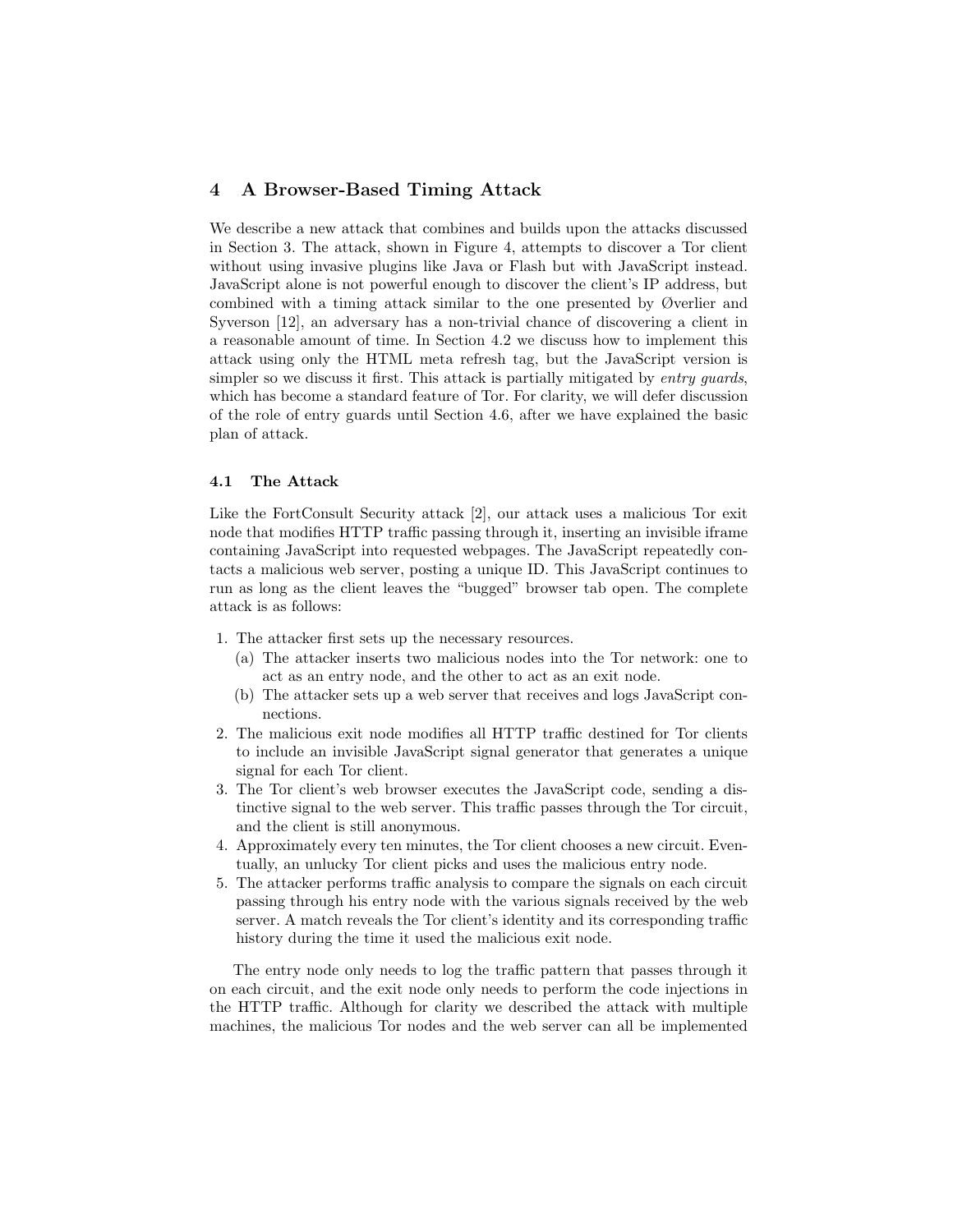## 4 A Browser-Based Timing Attack

We describe a new attack that combines and builds upon the attacks discussed in Section 3. The attack, shown in Figure 4, attempts to discover a Tor client without using invasive plugins like Java or Flash but with JavaScript instead. JavaScript alone is not powerful enough to discover the client's IP address, but combined with a timing attack similar to the one presented by Øverlier and Syverson [12], an adversary has a non-trivial chance of discovering a client in a reasonable amount of time. In Section 4.2 we discuss how to implement this attack using only the HTML meta refresh tag, but the JavaScript version is simpler so we discuss it first. This attack is partially mitigated by *entry guards*, which has become a standard feature of Tor. For clarity, we will defer discussion of the role of entry guards until Section 4.6, after we have explained the basic plan of attack.

### 4.1 The Attack

Like the FortConsult Security attack [2], our attack uses a malicious Tor exit node that modifies HTTP traffic passing through it, inserting an invisible iframe containing JavaScript into requested webpages. The JavaScript repeatedly contacts a malicious web server, posting a unique ID. This JavaScript continues to run as long as the client leaves the "bugged" browser tab open. The complete attack is as follows:

1. The attacker first sets up the necessary resources.
   (a) The attacker inserts two malicious nodes into the Tor network: one to act as an entry node, and the other to act as an exit node.
   (b) The attacker sets up a web server that receives and logs JavaScript connections.
2. The malicious exit node modifies all HTTP traffic destined for Tor clients to include an invisible JavaScript signal generator that generates a unique signal for each Tor client.
3. The Tor client's web browser executes the JavaScript code, sending a distinctive signal to the web server. This traffic passes through the Tor circuit, and the client is still anonymous.
4. Approximately every ten minutes, the Tor client chooses a new circuit. Eventually, an unlucky Tor client picks and uses the malicious entry node.
5. The attacker performs traffic analysis to compare the signals on each circuit passing through his entry node with the various signals received by the web server. A match reveals the Tor client's identity and its corresponding traffic history during the time it used the malicious exit node.

The entry node only needs to log the traffic pattern that passes through it on each circuit, and the exit node only needs to perform the code injections in the HTTP traffic. Although for clarity we described the attack with multiple machines, the malicious Tor nodes and the web server can all be implemented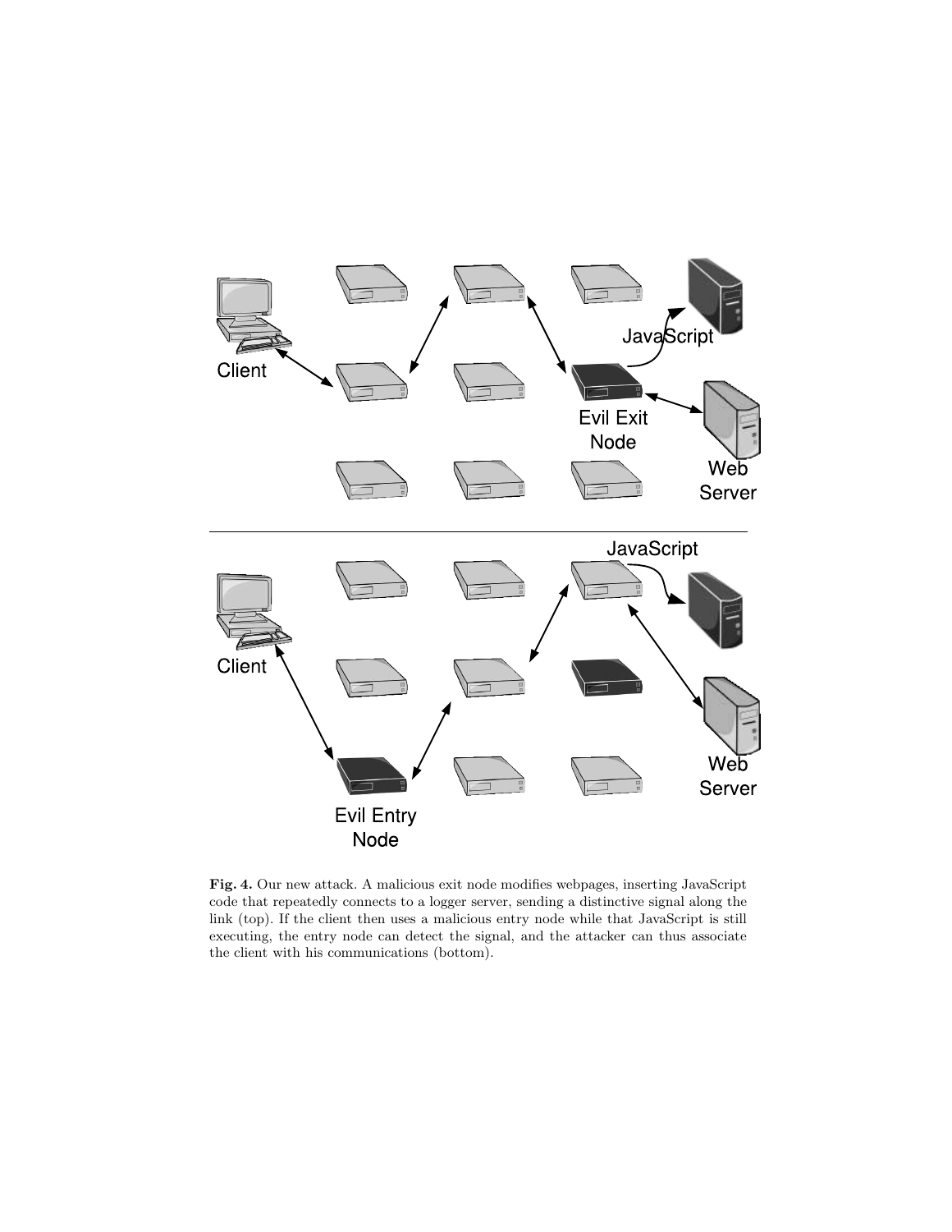**Fig. 4.** Our new attack. A malicious exit node modifies webpages, inserting JavaScript code that repeatedly connects to a logger server, sending a distinctive signal along the link (top). If the client then uses a malicious entry node while that JavaScript is still executing, the entry node can detect the signal, and the attacker can thus associate the client with his communications (bottom).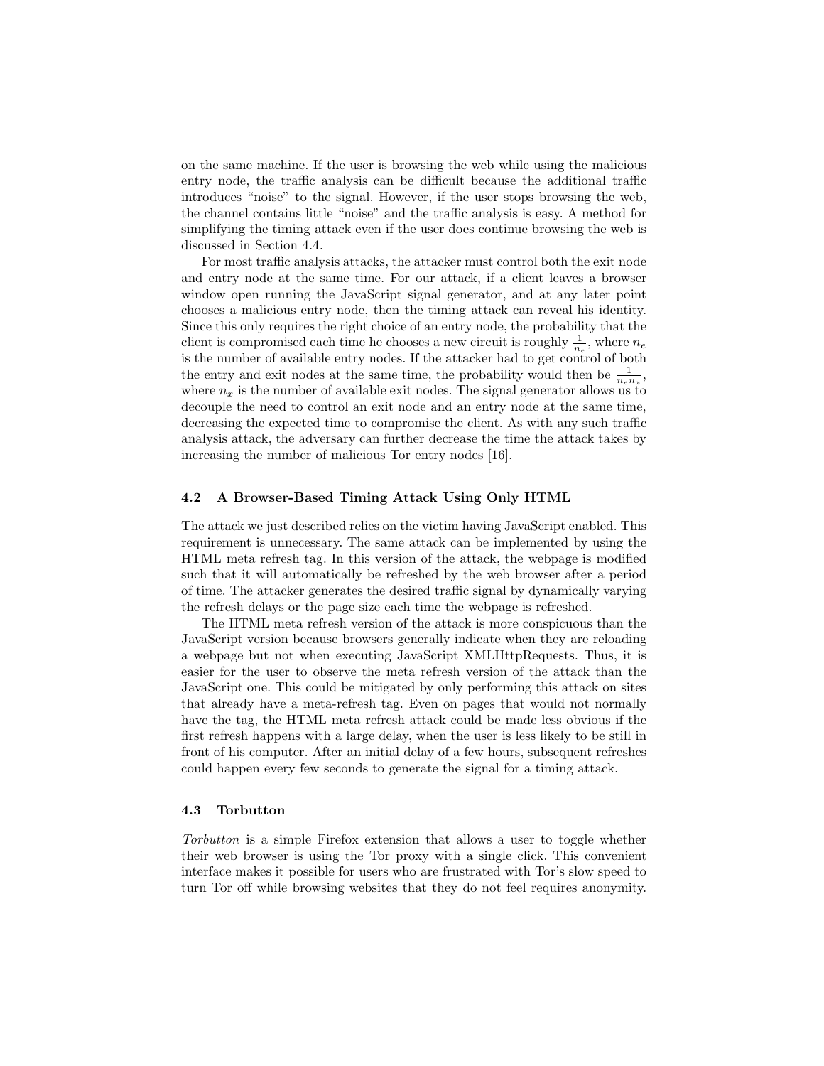on the same machine. If the user is browsing the web while using the malicious entry node, the traffic analysis can be difficult because the additional traffic introduces "noise" to the signal. However, if the user stops browsing the web, the channel contains little "noise" and the traffic analysis is easy. A method for simplifying the timing attack even if the user does continue browsing the web is discussed in Section 4.4.

For most traffic analysis attacks, the attacker must control both the exit node and entry node at the same time. For our attack, if a client leaves a browser window open running the JavaScript signal generator, and at any later point chooses a malicious entry node, then the timing attack can reveal his identity. Since this only requires the right choice of an entry node, the probability that the client is compromised each time he chooses a new circuit is roughly $\frac{1}{n_e}$, where $n_e$ is the number of available entry nodes. If the attacker had to get control of both the entry and exit nodes at the same time, the probability would then be $\frac{1}{n_e n_x}$, where $n_x$ is the number of available exit nodes. The signal generator allows us to decouple the need to control an exit node and an entry node at the same time, decreasing the expected time to compromise the client. As with any such traffic analysis attack, the adversary can further decrease the time the attack takes by increasing the number of malicious Tor entry nodes [16].

### 4.2 A Browser-Based Timing Attack Using Only HTML

The attack we just described relies on the victim having JavaScript enabled. This requirement is unnecessary. The same attack can be implemented by using the HTML meta refresh tag. In this version of the attack, the webpage is modified such that it will automatically be refreshed by the web browser after a period of time. The attacker generates the desired traffic signal by dynamically varying the refresh delays or the page size each time the webpage is refreshed.

The HTML meta refresh version of the attack is more conspicuous than the JavaScript version because browsers generally indicate when they are reloading a webpage but not when executing JavaScript XMLHttpRequests. Thus, it is easier for the user to observe the meta refresh version of the attack than the JavaScript one. This could be mitigated by only performing this attack on sites that already have a meta-refresh tag. Even on pages that would not normally have the tag, the HTML meta refresh attack could be made less obvious if the first refresh happens with a large delay, when the user is less likely to be still in front of his computer. After an initial delay of a few hours, subsequent refreshes could happen every few seconds to generate the signal for a timing attack.

### 4.3 Torbutton

*Torbutton* is a simple Firefox extension that allows a user to toggle whether their web browser is using the Tor proxy with a single click. This convenient interface makes it possible for users who are frustrated with Tor's slow speed to turn Tor off while browsing websites that they do not feel requires anonymity.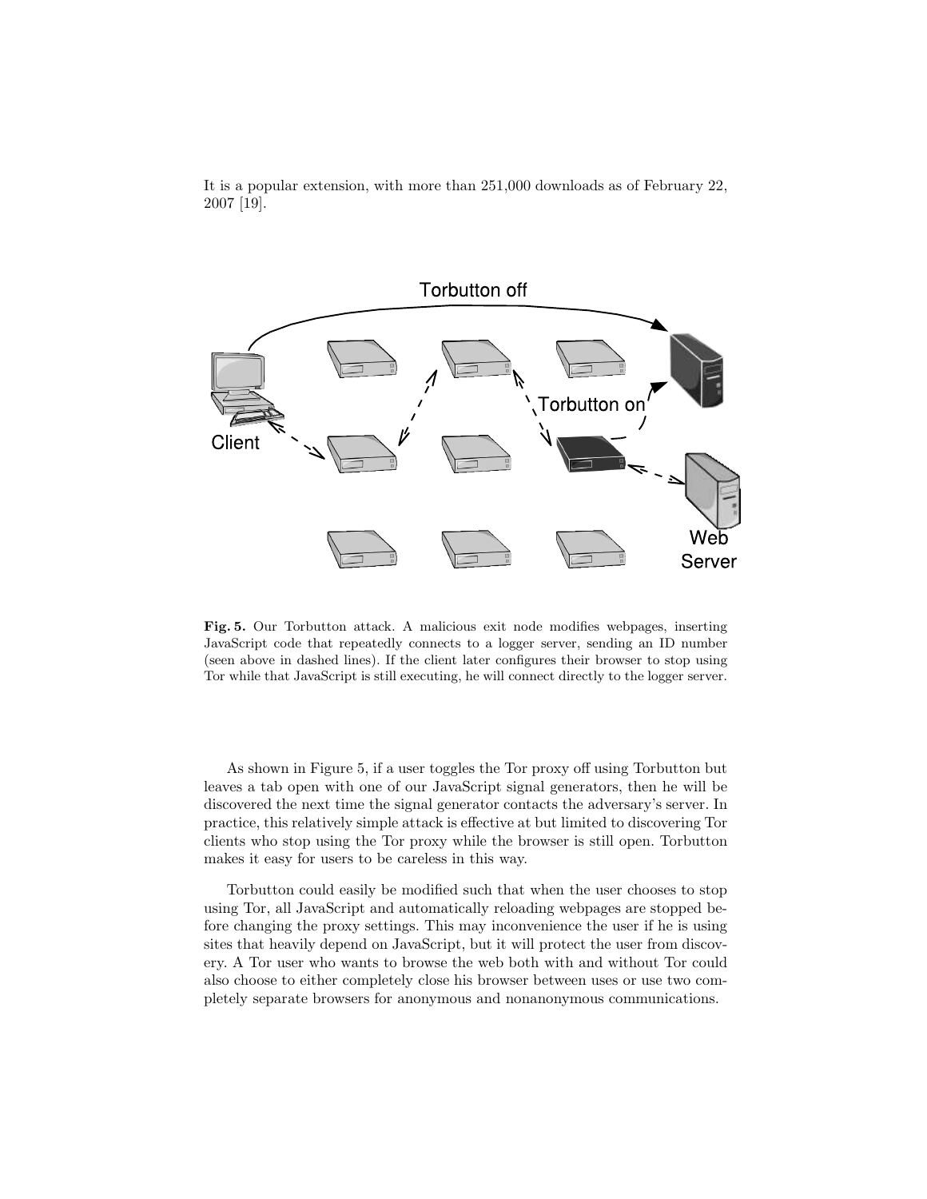It is a popular extension, with more than 251,000 downloads as of February 22, 2007 [19].

**Fig. 5.** Our Torbutton attack. A malicious exit node modifies webpages, inserting JavaScript code that repeatedly connects to a logger server, sending an ID number (seen above in dashed lines). If the client later configures their browser to stop using Tor while that JavaScript is still executing, he will connect directly to the logger server.

As shown in Figure 5, if a user toggles the Tor proxy off using Torbutton but leaves a tab open with one of our JavaScript signal generators, then he will be discovered the next time the signal generator contacts the adversary's server. In practice, this relatively simple attack is effective at but limited to discovering Tor clients who stop using the Tor proxy while the browser is still open. Torbutton makes it easy for users to be careless in this way.

Torbutton could easily be modified such that when the user chooses to stop using Tor, all JavaScript and automatically reloading webpages are stopped before changing the proxy settings. This may inconvenience the user if he is using sites that heavily depend on JavaScript, but it will protect the user from discovery. A Tor user who wants to browse the web both with and without Tor could also choose to either completely close his browser between uses or use two completely separate browsers for anonymous and nonanonymous communications.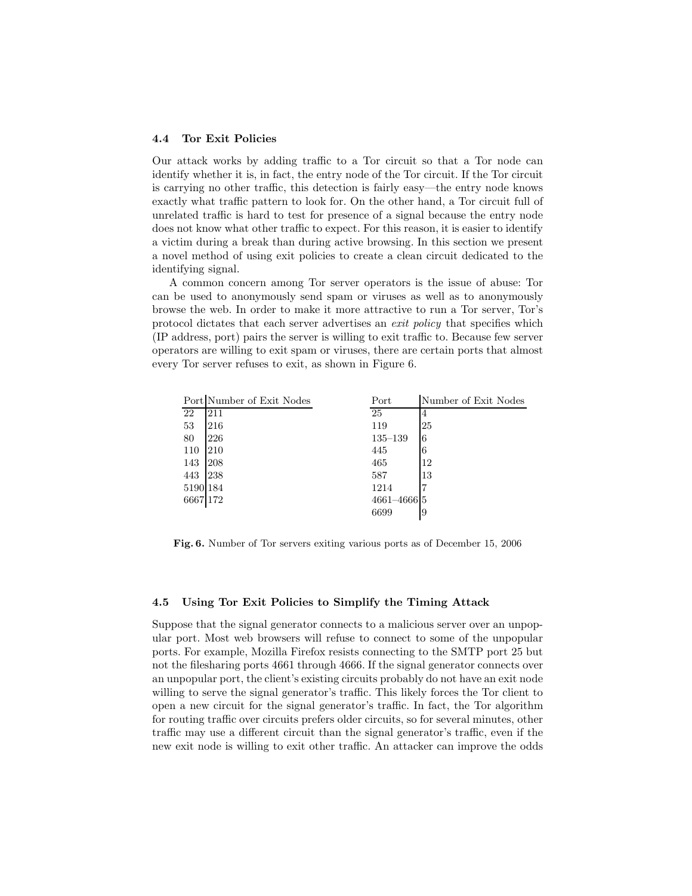### 4.4 Tor Exit Policies

Our attack works by adding traffic to a Tor circuit so that a Tor node can identify whether it is, in fact, the entry node of the Tor circuit. If the Tor circuit is carrying no other traffic, this detection is fairly easy—the entry node knows exactly what traffic pattern to look for. On the other hand, a Tor circuit full of unrelated traffic is hard to test for presence of a signal because the entry node does not know what other traffic to expect. For this reason, it is easier to identify a victim during a break than during active browsing. In this section we present a novel method of using exit policies to create a clean circuit dedicated to the identifying signal.

A common concern among Tor server operators is the issue of abuse: Tor can be used to anonymously send spam or viruses as well as to anonymously browse the web. In order to make it more attractive to run a Tor server, Tor's protocol dictates that each server advertises an *exit policy* that specifies which (IP address, port) pairs the server is willing to exit traffic to. Because few server operators are willing to exit spam or viruses, there are certain ports that almost every Tor server refuses to exit, as shown in Figure 6.

| Port | Number of Exit Nodes |
|---|---|
| 22 | 211 |
| 53 | 216 |
| 80 | 226 |
| 110 | 210 |
| 143 | 208 |
| 443 | 238 |
| 5190 | 184 |
| 6667 | 172 |

| Port | Number of Exit Nodes |
|---|---|
| 25 | 4 |
| 119 | 25 |
| 135–139 | 6 |
| 445 | 6 |
| 465 | 12 |
| 587 | 13 |
| 1214 | 7 |
| 4661–4666 | 5 |
| 6699 | 9 |

**Fig. 6.** Number of Tor servers exiting various ports as of December 15, 2006

### 4.5 Using Tor Exit Policies to Simplify the Timing Attack

Suppose that the signal generator connects to a malicious server over an unpopular port. Most web browsers will refuse to connect to some of the unpopular ports. For example, Mozilla Firefox resists connecting to the SMTP port 25 but not the filesharing ports 4661 through 4666. If the signal generator connects over an unpopular port, the client's existing circuits probably do not have an exit node willing to serve the signal generator's traffic. This likely forces the Tor client to open a new circuit for the signal generator's traffic. In fact, the Tor algorithm for routing traffic over circuits prefers older circuits, so for several minutes, other traffic may use a different circuit than the signal generator's traffic, even if the new exit node is willing to exit other traffic. An attacker can improve the odds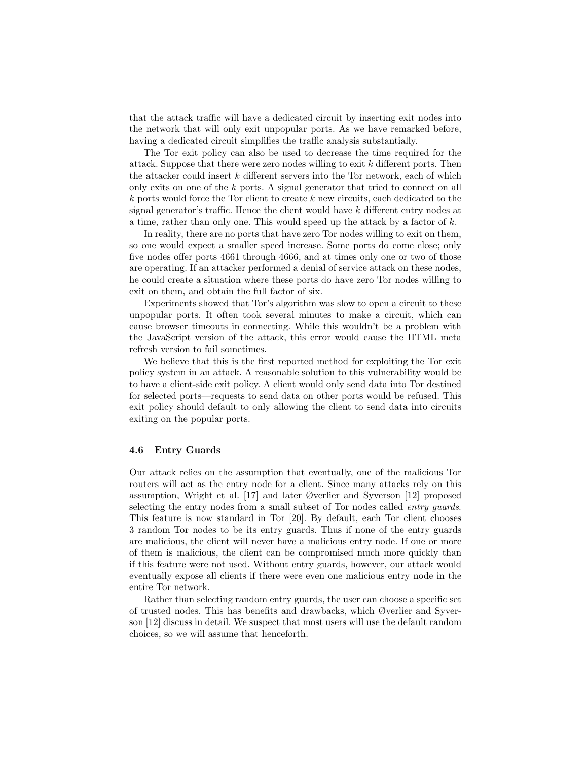that the attack traffic will have a dedicated circuit by inserting exit nodes into the network that will only exit unpopular ports. As we have remarked before, having a dedicated circuit simplifies the traffic analysis substantially.

The Tor exit policy can also be used to decrease the time required for the attack. Suppose that there were zero nodes willing to exit $k$ different ports. Then the attacker could insert $k$ different servers into the Tor network, each of which only exits on one of the $k$ ports. A signal generator that tried to connect on all $k$ ports would force the Tor client to create $k$ new circuits, each dedicated to the signal generator's traffic. Hence the client would have $k$ different entry nodes at a time, rather than only one. This would speed up the attack by a factor of $k$.

In reality, there are no ports that have zero Tor nodes willing to exit on them, so one would expect a smaller speed increase. Some ports do come close; only five nodes offer ports 4661 through 4666, and at times only one or two of those are operating. If an attacker performed a denial of service attack on these nodes, he could create a situation where these ports do have zero Tor nodes willing to exit on them, and obtain the full factor of six.

Experiments showed that Tor's algorithm was slow to open a circuit to these unpopular ports. It often took several minutes to make a circuit, which can cause browser timeouts in connecting. While this wouldn't be a problem with the JavaScript version of the attack, this error would cause the HTML meta refresh version to fail sometimes.

We believe that this is the first reported method for exploiting the Tor exit policy system in an attack. A reasonable solution to this vulnerability would be to have a client-side exit policy. A client would only send data into Tor destined for selected ports—requests to send data on other ports would be refused. This exit policy should default to only allowing the client to send data into circuits exiting on the popular ports.

### 4.6 Entry Guards

Our attack relies on the assumption that eventually, one of the malicious Tor routers will act as the entry node for a client. Since many attacks rely on this assumption, Wright et al. [17] and later Øverlier and Syverson [12] proposed selecting the entry nodes from a small subset of Tor nodes called *entry guards*. This feature is now standard in Tor [20]. By default, each Tor client chooses 3 random Tor nodes to be its entry guards. Thus if none of the entry guards are malicious, the client will never have a malicious entry node. If one or more of them is malicious, the client can be compromised much more quickly than if this feature were not used. Without entry guards, however, our attack would eventually expose all clients if there were even one malicious entry node in the entire Tor network.

Rather than selecting random entry guards, the user can choose a specific set of trusted nodes. This has benefits and drawbacks, which Øverlier and Syverson [12] discuss in detail. We suspect that most users will use the default random choices, so we will assume that henceforth.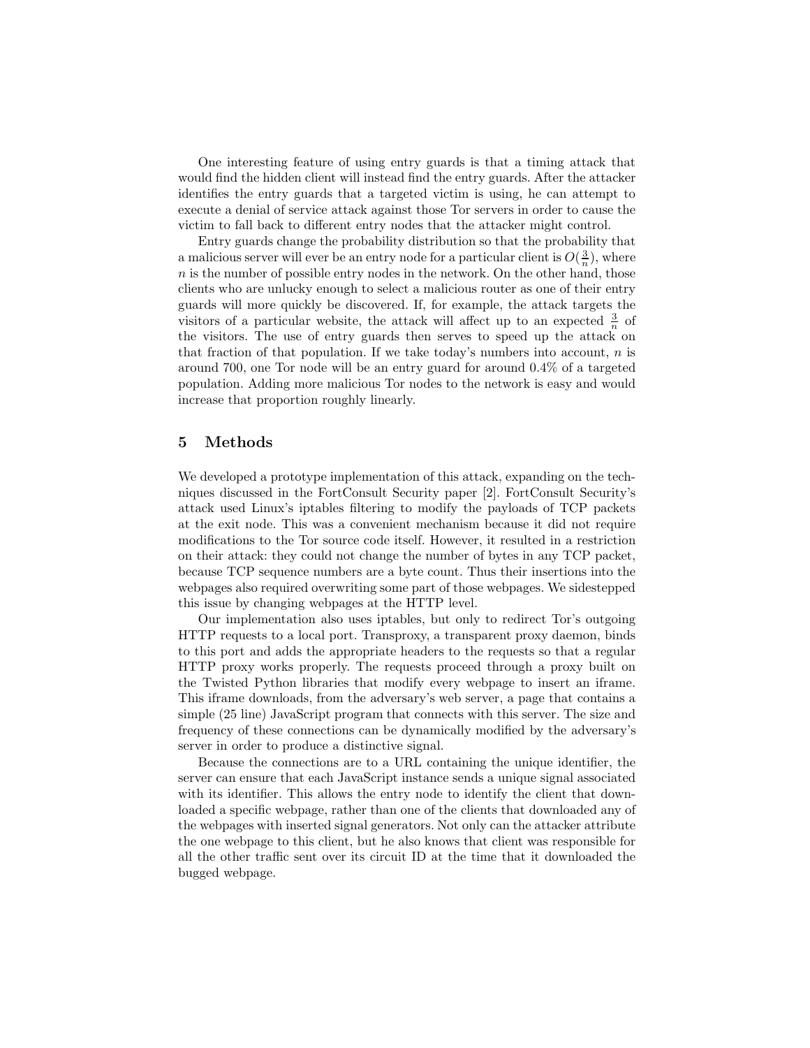One interesting feature of using entry guards is that a timing attack that would find the hidden client will instead find the entry guards. After the attacker identifies the entry guards that a targeted victim is using, he can attempt to execute a denial of service attack against those Tor servers in order to cause the victim to fall back to different entry nodes that the attacker might control.

Entry guards change the probability distribution so that the probability that a malicious server will ever be an entry node for a particular client is $O(\frac{3}{n})$, where $n$ is the number of possible entry nodes in the network. On the other hand, those clients who are unlucky enough to select a malicious router as one of their entry guards will more quickly be discovered. If, for example, the attack targets the visitors of a particular website, the attack will affect up to an expected $\frac{3}{n}$ of the visitors. The use of entry guards then serves to speed up the attack on that fraction of that population. If we take today's numbers into account, $n$ is around 700, one Tor node will be an entry guard for around 0.4% of a targeted population. Adding more malicious Tor nodes to the network is easy and would increase that proportion roughly linearly.

## 5 Methods

We developed a prototype implementation of this attack, expanding on the techniques discussed in the FortConsult Security paper [2]. FortConsult Security's attack used Linux's iptables filtering to modify the payloads of TCP packets at the exit node. This was a convenient mechanism because it did not require modifications to the Tor source code itself. However, it resulted in a restriction on their attack: they could not change the number of bytes in any TCP packet, because TCP sequence numbers are a byte count. Thus their insertions into the webpages also required overwriting some part of those webpages. We sidestepped this issue by changing webpages at the HTTP level.

Our implementation also uses iptables, but only to redirect Tor's outgoing HTTP requests to a local port. Transproxy, a transparent proxy daemon, binds to this port and adds the appropriate headers to the requests so that a regular HTTP proxy works properly. The requests proceed through a proxy built on the Twisted Python libraries that modify every webpage to insert an iframe. This iframe downloads, from the adversary's web server, a page that contains a simple (25 line) JavaScript program that connects with this server. The size and frequency of these connections can be dynamically modified by the adversary's server in order to produce a distinctive signal.

Because the connections are to a URL containing the unique identifier, the server can ensure that each JavaScript instance sends a unique signal associated with its identifier. This allows the entry node to identify the client that downloaded a specific webpage, rather than one of the clients that downloaded any of the webpages with inserted signal generators. Not only can the attacker attribute the one webpage to this client, but he also knows that client was responsible for all the other traffic sent over its circuit ID at the time that it downloaded the bugged webpage.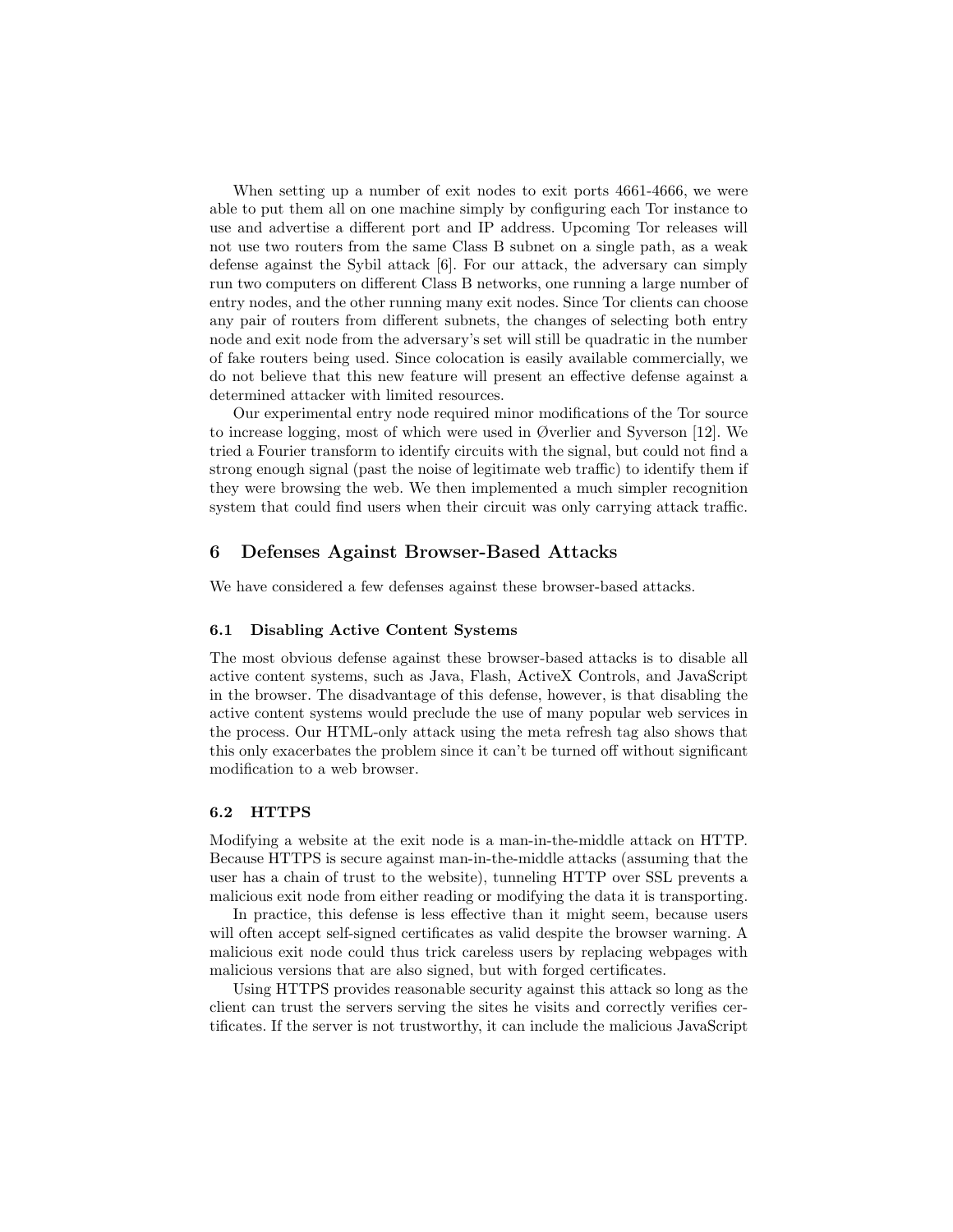When setting up a number of exit nodes to exit ports 4661-4666, we were able to put them all on one machine simply by configuring each Tor instance to use and advertise a different port and IP address. Upcoming Tor releases will not use two routers from the same Class B subnet on a single path, as a weak defense against the Sybil attack [6]. For our attack, the adversary can simply run two computers on different Class B networks, one running a large number of entry nodes, and the other running many exit nodes. Since Tor clients can choose any pair of routers from different subnets, the changes of selecting both entry node and exit node from the adversary's set will still be quadratic in the number of fake routers being used. Since colocation is easily available commercially, we do not believe that this new feature will present an effective defense against a determined attacker with limited resources.

Our experimental entry node required minor modifications of the Tor source to increase logging, most of which were used in Øverlier and Syverson [12]. We tried a Fourier transform to identify circuits with the signal, but could not find a strong enough signal (past the noise of legitimate web traffic) to identify them if they were browsing the web. We then implemented a much simpler recognition system that could find users when their circuit was only carrying attack traffic.

## 6 Defenses Against Browser-Based Attacks

We have considered a few defenses against these browser-based attacks.

### 6.1 Disabling Active Content Systems

The most obvious defense against these browser-based attacks is to disable all active content systems, such as Java, Flash, ActiveX Controls, and JavaScript in the browser. The disadvantage of this defense, however, is that disabling the active content systems would preclude the use of many popular web services in the process. Our HTML-only attack using the meta refresh tag also shows that this only exacerbates the problem since it can't be turned off without significant modification to a web browser.

### 6.2 HTTPS

Modifying a website at the exit node is a man-in-the-middle attack on HTTP. Because HTTPS is secure against man-in-the-middle attacks (assuming that the user has a chain of trust to the website), tunneling HTTP over SSL prevents a malicious exit node from either reading or modifying the data it is transporting.

In practice, this defense is less effective than it might seem, because users will often accept self-signed certificates as valid despite the browser warning. A malicious exit node could thus trick careless users by replacing webpages with malicious versions that are also signed, but with forged certificates.

Using HTTPS provides reasonable security against this attack so long as the client can trust the servers serving the sites he visits and correctly verifies certificates. If the server is not trustworthy, it can include the malicious JavaScript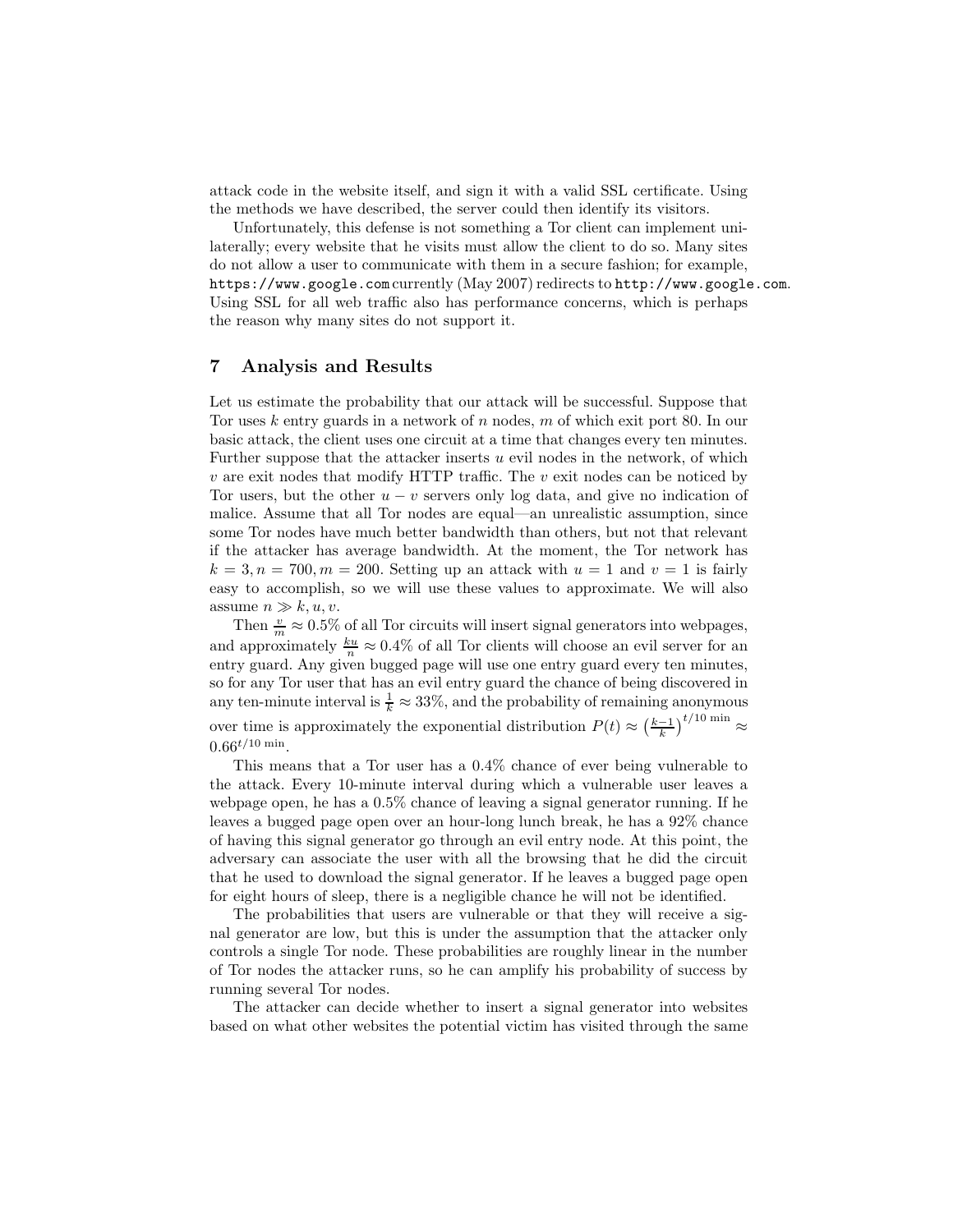attack code in the website itself, and sign it with a valid SSL certificate. Using the methods we have described, the server could then identify its visitors.

Unfortunately, this defense is not something a Tor client can implement unilaterally; every website that he visits must allow the client to do so. Many sites do not allow a user to communicate with them in a secure fashion; for example, `https://www.google.com` currently (May 2007) redirects to `http://www.google.com`. Using SSL for all web traffic also has performance concerns, which is perhaps the reason why many sites do not support it.

## 7 Analysis and Results

Let us estimate the probability that our attack will be successful. Suppose that Tor uses $k$ entry guards in a network of $n$ nodes, $m$ of which exit port 80. In our basic attack, the client uses one circuit at a time that changes every ten minutes. Further suppose that the attacker inserts $u$ evil nodes in the network, of which $v$ are exit nodes that modify HTTP traffic. The $v$ exit nodes can be noticed by Tor users, but the other $u - v$ servers only log data, and give no indication of malice. Assume that all Tor nodes are equal—an unrealistic assumption, since some Tor nodes have much better bandwidth than others, but not that relevant if the attacker has average bandwidth. At the moment, the Tor network has $k = 3, n = 700, m = 200$. Setting up an attack with $u = 1$ and $v = 1$ is fairly easy to accomplish, so we will use these values to approximate. We will also assume $n \gg k, u, v$.

Then $\frac{v}{m} \approx 0.5\%$ of all Tor circuits will insert signal generators into webpages, and approximately $\frac{ku}{n} \approx 0.4\%$ of all Tor clients will choose an evil server for an entry guard. Any given bugged page will use one entry guard every ten minutes, so for any Tor user that has an evil entry guard the chance of being discovered in any ten-minute interval is $\frac{1}{k} \approx 33\%$, and the probability of remaining anonymous over time is approximately the exponential distribution $P(t) \approx \left(\frac{k-1}{k}\right)^{t/10 \text{ min}} \approx 0.66^{t/10 \text{ min}}$.

This means that a Tor user has a 0.4% chance of ever being vulnerable to the attack. Every 10-minute interval during which a vulnerable user leaves a webpage open, he has a 0.5% chance of leaving a signal generator running. If he leaves a bugged page open over an hour-long lunch break, he has a 92% chance of having this signal generator go through an evil entry node. At this point, the adversary can associate the user with all the browsing that he did the circuit that he used to download the signal generator. If he leaves a bugged page open for eight hours of sleep, there is a negligible chance he will not be identified.

The probabilities that users are vulnerable or that they will receive a signal generator are low, but this is under the assumption that the attacker only controls a single Tor node. These probabilities are roughly linear in the number of Tor nodes the attacker runs, so he can amplify his probability of success by running several Tor nodes.

The attacker can decide whether to insert a signal generator into websites based on what other websites the potential victim has visited through the same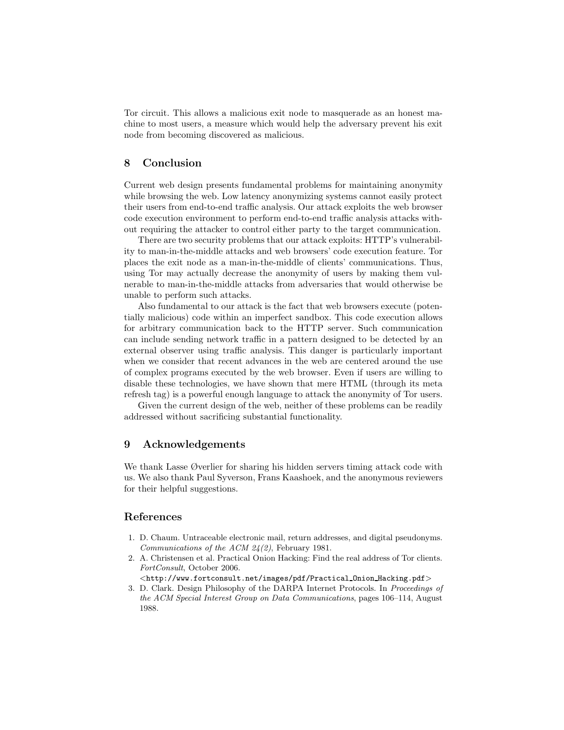Tor circuit. This allows a malicious exit node to masquerade as an honest machine to most users, a measure which would help the adversary prevent his exit node from becoming discovered as malicious.

## 8 Conclusion

Current web design presents fundamental problems for maintaining anonymity while browsing the web. Low latency anonymizing systems cannot easily protect their users from end-to-end traffic analysis. Our attack exploits the web browser code execution environment to perform end-to-end traffic analysis attacks without requiring the attacker to control either party to the target communication.

There are two security problems that our attack exploits: HTTP's vulnerability to man-in-the-middle attacks and web browsers' code execution feature. Tor places the exit node as a man-in-the-middle of clients' communications. Thus, using Tor may actually decrease the anonymity of users by making them vulnerable to man-in-the-middle attacks from adversaries that would otherwise be unable to perform such attacks.

Also fundamental to our attack is the fact that web browsers execute (potentially malicious) code within an imperfect sandbox. This code execution allows for arbitrary communication back to the HTTP server. Such communication can include sending network traffic in a pattern designed to be detected by an external observer using traffic analysis. This danger is particularly important when we consider that recent advances in the web are centered around the use of complex programs executed by the web browser. Even if users are willing to disable these technologies, we have shown that mere HTML (through its meta refresh tag) is a powerful enough language to attack the anonymity of Tor users.

Given the current design of the web, neither of these problems can be readily addressed without sacrificing substantial functionality.

## 9 Acknowledgements

We thank Lasse Øverlier for sharing his hidden servers timing attack code with us. We also thank Paul Syverson, Frans Kaashoek, and the anonymous reviewers for their helpful suggestions.

## References

1. D. Chaum. Untraceable electronic mail, return addresses, and digital pseudonyms. *Communications of the ACM 24(2)*, February 1981.
2. A. Christensen et al. Practical Onion Hacking: Find the real address of Tor clients. *FortConsult*, October 2006. <http://www.fortconsult.net/images/pdf/Practical_Onion_Hacking.pdf>
3. D. Clark. Design Philosophy of the DARPA Internet Protocols. In *Proceedings of the ACM Special Interest Group on Data Communications*, pages 106–114, August 1988.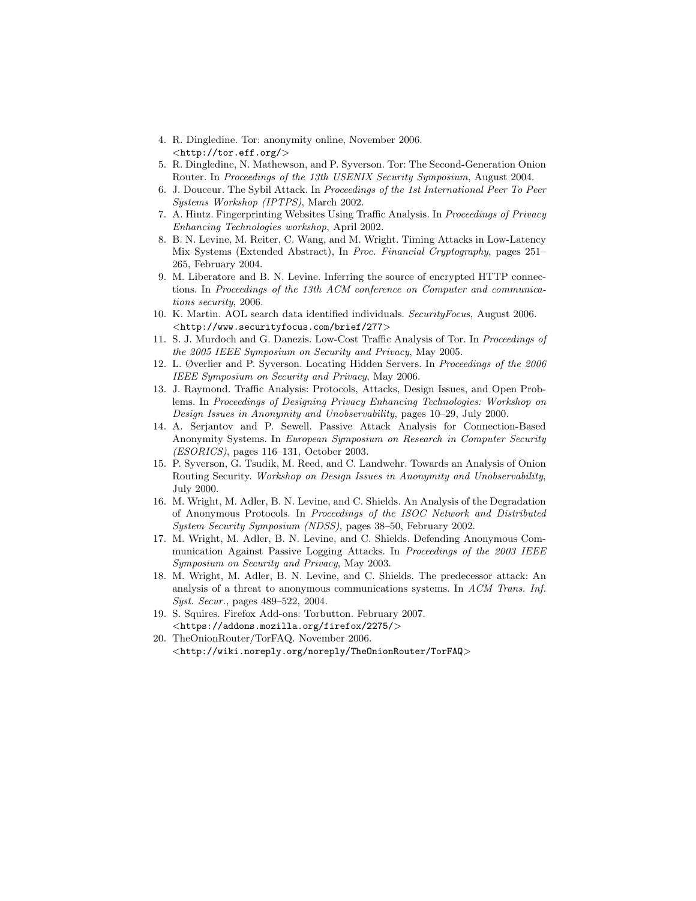4. R. Dingledine. Tor: anonymity online, November 2006.
<http://tor.eff.org/>
5. R. Dingledine, N. Mathewson, and P. Syverson. Tor: The Second-Generation Onion Router. In *Proceedings of the 13th USENIX Security Symposium*, August 2004.
6. J. Douceur. The Sybil Attack. In *Proceedings of the 1st International Peer To Peer Systems Workshop (IPTPS)*, March 2002.
7. A. Hintz. Fingerprinting Websites Using Traffic Analysis. In *Proceedings of Privacy Enhancing Technologies workshop*, April 2002.
8. B. N. Levine, M. Reiter, C. Wang, and M. Wright. Timing Attacks in Low-Latency Mix Systems (Extended Abstract), In *Proc. Financial Cryptography*, pages 251–265, February 2004.
9. M. Liberatore and B. N. Levine. Inferring the source of encrypted HTTP connections. In *Proceedings of the 13th ACM conference on Computer and communications security*, 2006.
10. K. Martin. AOL search data identified individuals. *SecurityFocus*, August 2006.
<http://www.securityfocus.com/brief/277>
11. S. J. Murdoch and G. Danezis. Low-Cost Traffic Analysis of Tor. In *Proceedings of the 2005 IEEE Symposium on Security and Privacy*, May 2005.
12. L. Øverlier and P. Syverson. Locating Hidden Servers. In *Proceedings of the 2006 IEEE Symposium on Security and Privacy*, May 2006.
13. J. Raymond. Traffic Analysis: Protocols, Attacks, Design Issues, and Open Problems. In *Proceedings of Designing Privacy Enhancing Technologies: Workshop on Design Issues in Anonymity and Unobservability*, pages 10–29, July 2000.
14. A. Serjantov and P. Sewell. Passive Attack Analysis for Connection-Based Anonymity Systems. In *European Symposium on Research in Computer Security (ESORICS)*, pages 116–131, October 2003.
15. P. Syverson, G. Tsudik, M. Reed, and C. Landwehr. Towards an Analysis of Onion Routing Security. *Workshop on Design Issues in Anonymity and Unobservability*, July 2000.
16. M. Wright, M. Adler, B. N. Levine, and C. Shields. An Analysis of the Degradation of Anonymous Protocols. In *Proceedings of the ISOC Network and Distributed System Security Symposium (NDSS)*, pages 38–50, February 2002.
17. M. Wright, M. Adler, B. N. Levine, and C. Shields. Defending Anonymous Communication Against Passive Logging Attacks. In *Proceedings of the 2003 IEEE Symposium on Security and Privacy*, May 2003.
18. M. Wright, M. Adler, B. N. Levine, and C. Shields. The predecessor attack: An analysis of a threat to anonymous communications systems. In *ACM Trans. Inf. Syst. Secur.*, pages 489–522, 2004.
19. S. Squires. Firefox Add-ons: Torbutton. February 2007.
<https://addons.mozilla.org/firefox/2275/>
20. TheOnionRouter/TorFAQ. November 2006.
<http://wiki.noreply.org/noreply/TheOnionRouter/TorFAQ>